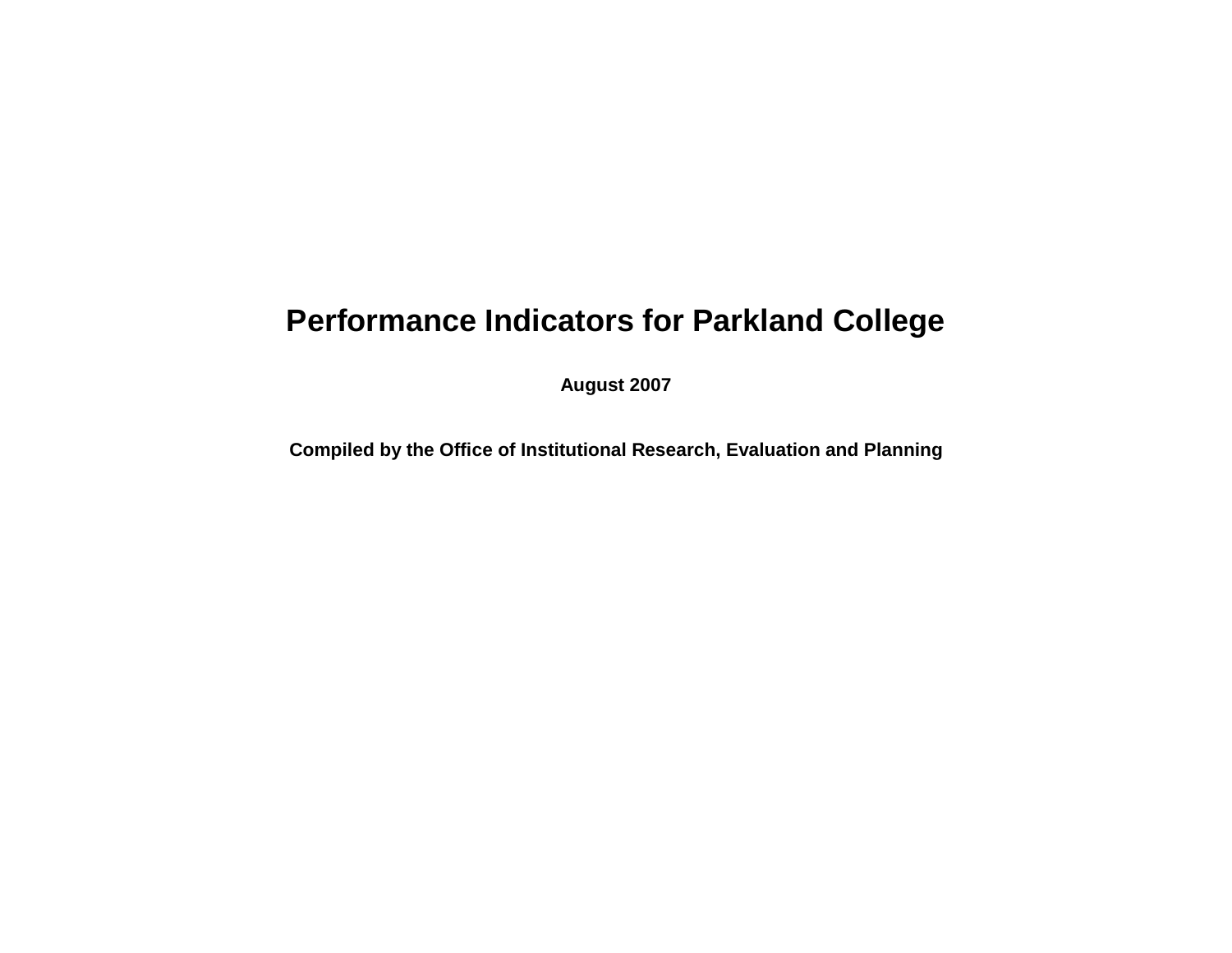# Performance Indicators for Parkland College

**August 2007**

**Compiled by the Office of Institutional Research, Evaluation and Planning**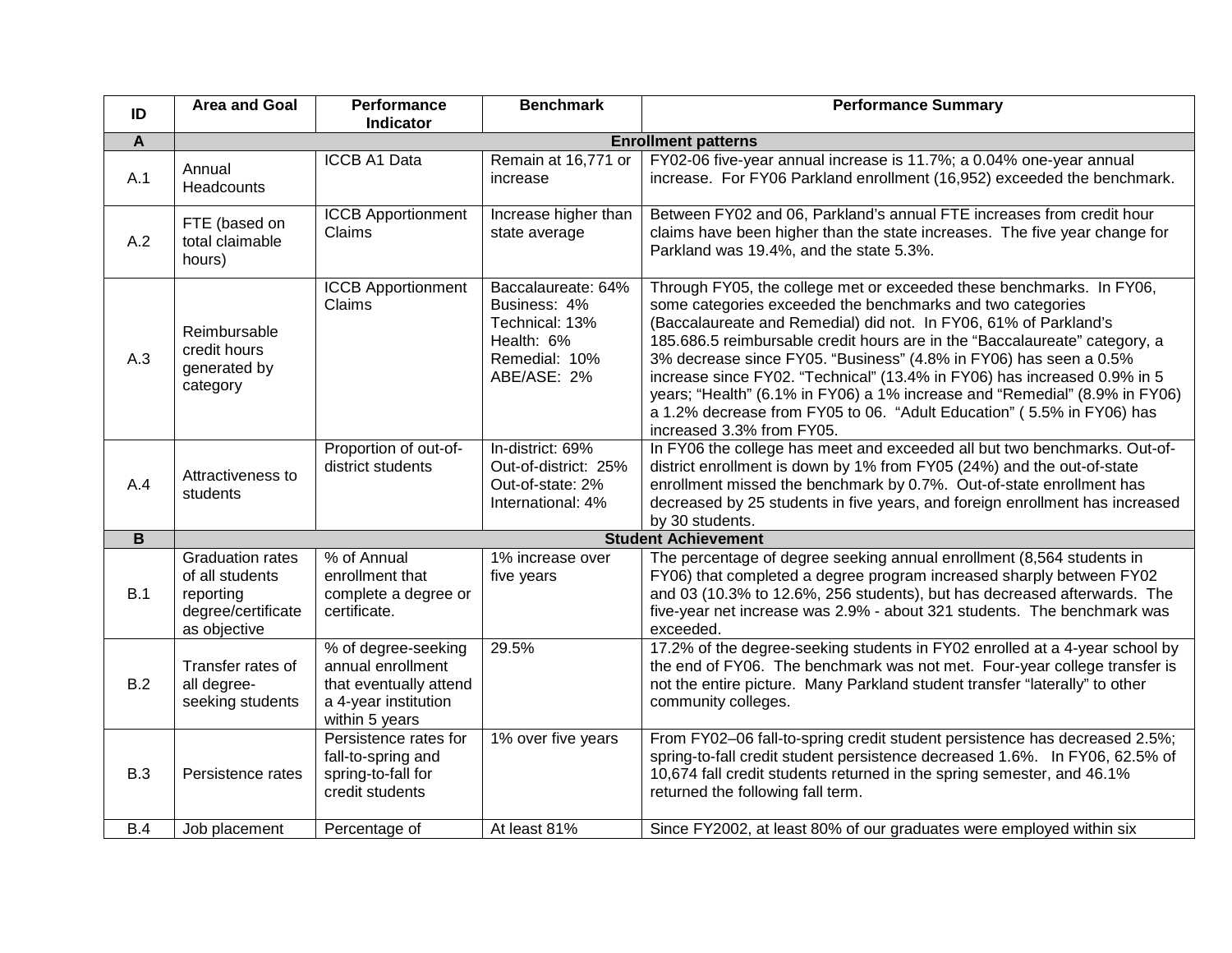| ID | Area and Goal | Performance Indicator | Benchmark | Performance Summary |
|---|---|---|---|---|
| **A** | **Enrollment patterns** | | | |
| A.1 | Annual Headcounts | ICCB A1 Data | Remain at 16,771 or increase | FY02-06 five-year annual increase is 11.7%; a 0.04% one-year annual increase. For FY06 Parkland enrollment (16,952) exceeded the benchmark. |
| A.2 | FTE (based on total claimable hours) | ICCB Apportionment Claims | Increase higher than state average | Between FY02 and 06, Parkland's annual FTE increases from credit hour claims have been higher than the state increases. The five year change for Parkland was 19.4%, and the state 5.3%. |
| A.3 | Reimbursable credit hours generated by category | ICCB Apportionment Claims | Baccalaureate: 64%<br>Business: 4%<br>Technical: 13%<br>Health: 6%<br>Remedial: 10%<br>ABE/ASE: 2% | Through FY05, the college met or exceeded these benchmarks. In FY06, some categories exceeded the benchmarks and two categories (Baccalaureate and Remedial) did not. In FY06, 61% of Parkland's 185.686.5 reimbursable credit hours are in the "Baccalaureate" category, a 3% decrease since FY05. "Business" (4.8% in FY06) has seen a 0.5% increase since FY02. "Technical" (13.4% in FY06) has increased 0.9% in 5 years; "Health" (6.1% in FY06) a 1% increase and "Remedial" (8.9% in FY06) a 1.2% decrease from FY05 to 06. "Adult Education" ( 5.5% in FY06) has increased 3.3% from FY05. |
| A.4 | Attractiveness to students | Proportion of out-of-district students | In-district: 69%<br>Out-of-district: 25%<br>Out-of-state: 2%<br>International: 4% | In FY06 the college has meet and exceeded all but two benchmarks. Out-of-district enrollment is down by 1% from FY05 (24%) and the out-of-state enrollment missed the benchmark by 0.7%. Out-of-state enrollment has decreased by 25 students in five years, and foreign enrollment has increased by 30 students. |
| **B** | **Student Achievement** | | | |
| B.1 | Graduation rates of all students reporting degree/certificate as objective | % of Annual enrollment that complete a degree or certificate. | 1% increase over five years | The percentage of degree seeking annual enrollment (8,564 students in FY06) that completed a degree program increased sharply between FY02 and 03 (10.3% to 12.6%, 256 students), but has decreased afterwards. The five-year net increase was 2.9% - about 321 students. The benchmark was exceeded. |
| B.2 | Transfer rates of all degree-seeking students | % of degree-seeking annual enrollment that eventually attend a 4-year institution within 5 years | 29.5% | 17.2% of the degree-seeking students in FY02 enrolled at a 4-year school by the end of FY06. The benchmark was not met. Four-year college transfer is not the entire picture. Many Parkland student transfer "laterally" to other community colleges. |
| B.3 | Persistence rates | Persistence rates for fall-to-spring and spring-to-fall for credit students | 1% over five years | From FY02–06 fall-to-spring credit student persistence has decreased 2.5%; spring-to-fall credit student persistence decreased 1.6%. In FY06, 62.5% of 10,674 fall credit students returned in the spring semester, and 46.1% returned the following fall term. |
| B.4 | Job placement | Percentage of | At least 81% | Since FY2002, at least 80% of our graduates were employed within six |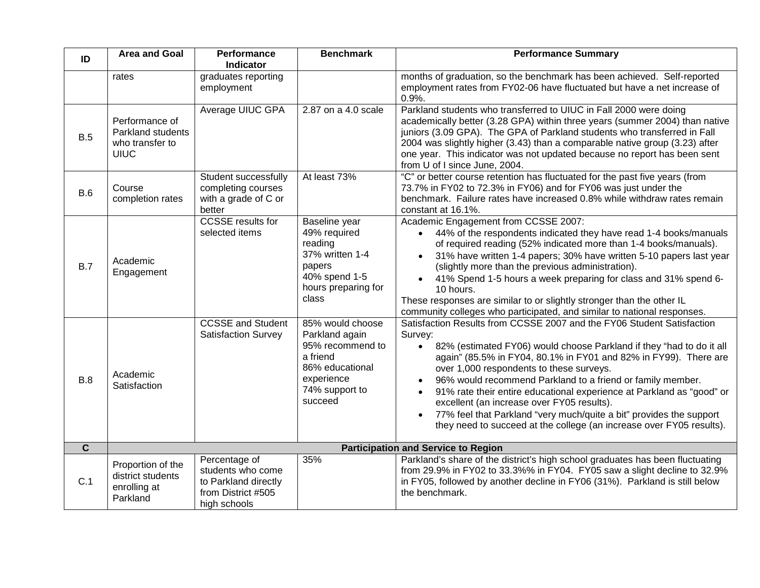| ID | Area and Goal | Performance Indicator | Benchmark | Performance Summary |
|---|---|---|---|---|
| | rates | graduates reporting employment | | months of graduation, so the benchmark has been achieved. Self-reported employment rates from FY02-06 have fluctuated but have a net increase of 0.9%. |
| B.5 | Performance of Parkland students who transfer to UIUC | Average UIUC GPA | 2.87 on a 4.0 scale | Parkland students who transferred to UIUC in Fall 2000 were doing academically better (3.28 GPA) within three years (summer 2004) than native juniors (3.09 GPA). The GPA of Parkland students who transferred in Fall 2004 was slightly higher (3.43) than a comparable native group (3.23) after one year. This indicator was not updated because no report has been sent from U of I since June, 2004. |
| B.6 | Course completion rates | Student successfully completing courses with a grade of C or better | At least 73% | "C" or better course retention has fluctuated for the past five years (from 73.7% in FY02 to 72.3% in FY06) and for FY06 was just under the benchmark. Failure rates have increased 0.8% while withdraw rates remain constant at 16.1%. |
| B.7 | Academic Engagement | CCSSE results for selected items | Baseline year<br>49% required reading<br>37% written 1-4 papers<br>40% spend 1-5 hours preparing for class | Academic Engagement from CCSSE 2007:<br>• 44% of the respondents indicated they have read 1-4 books/manuals of required reading (52% indicated more than 1-4 books/manuals).<br>• 31% have written 1-4 papers; 30% have written 5-10 papers last year (slightly more than the previous administration).<br>• 41% Spend 1-5 hours a week preparing for class and 31% spend 6-10 hours.<br>These responses are similar to or slightly stronger than the other IL community colleges who participated, and similar to national responses. |
| B.8 | Academic Satisfaction | CCSSE and Student Satisfaction Survey | 85% would choose Parkland again<br>95% recommend to a friend<br>86% educational experience<br>74% support to succeed | Satisfaction Results from CCSSE 2007 and the FY06 Student Satisfaction Survey:<br>• 82% (estimated FY06) would choose Parkland if they "had to do it all again" (85.5% in FY04, 80.1% in FY01 and 82% in FY99). There are over 1,000 respondents to these surveys.<br>• 96% would recommend Parkland to a friend or family member.<br>• 91% rate their entire educational experience at Parkland as "good" or excellent (an increase over FY05 results).<br>• 77% feel that Parkland "very much/quite a bit" provides the support they need to succeed at the college (an increase over FY05 results). |
| **C** | **Participation and Service to Region** | | | |
| C.1 | Proportion of the district students enrolling at Parkland | Percentage of students who come to Parkland directly from District #505 high schools | 35% | Parkland's share of the district's high school graduates has been fluctuating from 29.9% in FY02 to 33.3%% in FY04. FY05 saw a slight decline to 32.9% in FY05, followed by another decline in FY06 (31%). Parkland is still below the benchmark. |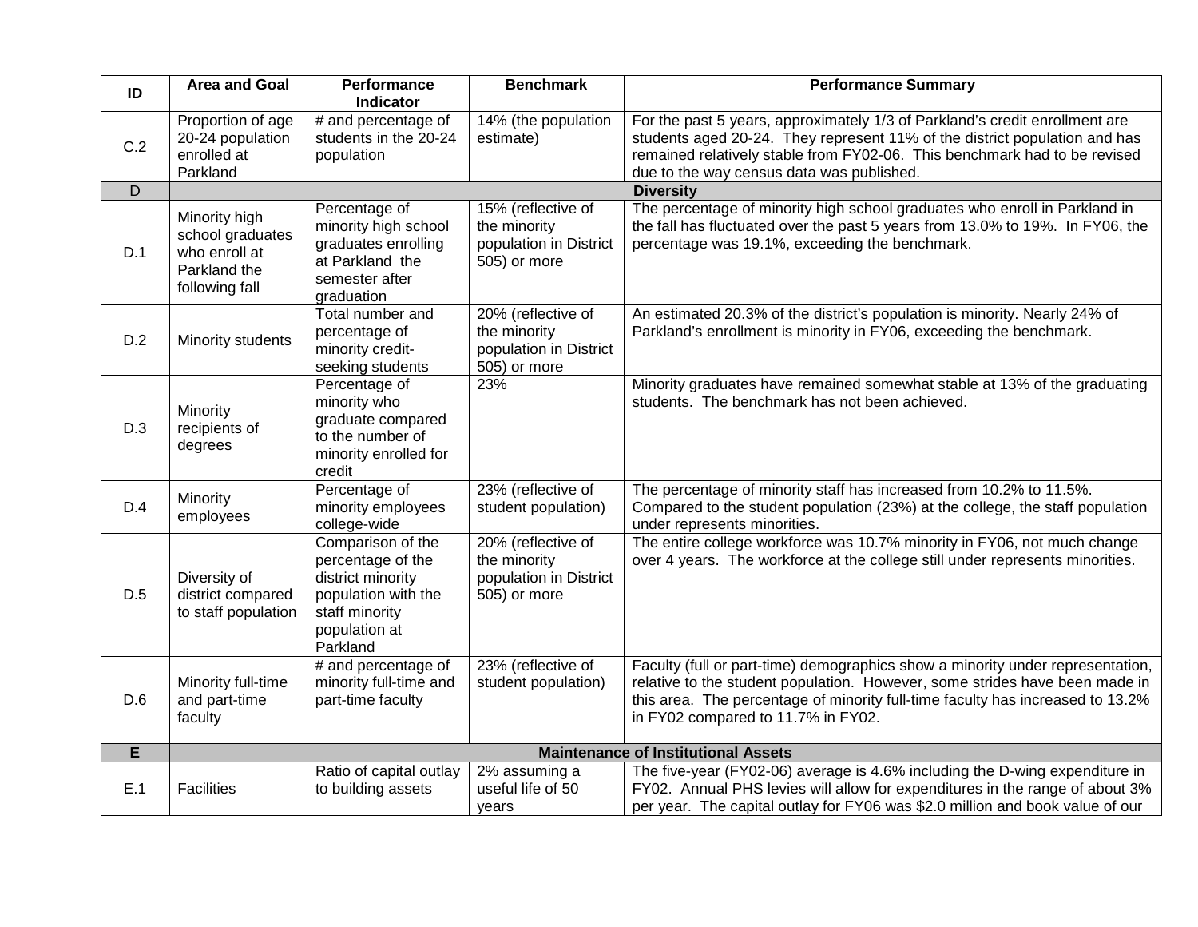| ID | Area and Goal | Performance Indicator | Benchmark | Performance Summary |
|---|---|---|---|---|
| C.2 | Proportion of age 20-24 population enrolled at Parkland | # and percentage of students in the 20-24 population | 14% (the population estimate) | For the past 5 years, approximately 1/3 of Parkland's credit enrollment are students aged 20-24. They represent 11% of the district population and has remained relatively stable from FY02-06. This benchmark had to be revised due to the way census data was published. |
| D | **Diversity** | | | |
| D.1 | Minority high school graduates who enroll at Parkland the following fall | Percentage of minority high school graduates enrolling at Parkland the semester after graduation | 15% (reflective of the minority population in District 505) or more | The percentage of minority high school graduates who enroll in Parkland in the fall has fluctuated over the past 5 years from 13.0% to 19%. In FY06, the percentage was 19.1%, exceeding the benchmark. |
| D.2 | Minority students | Total number and percentage of minority credit-seeking students | 20% (reflective of the minority population in District 505) or more | An estimated 20.3% of the district's population is minority. Nearly 24% of Parkland's enrollment is minority in FY06, exceeding the benchmark. |
| D.3 | Minority recipients of degrees | Percentage of minority who graduate compared to the number of minority enrolled for credit | 23% | Minority graduates have remained somewhat stable at 13% of the graduating students. The benchmark has not been achieved. |
| D.4 | Minority employees | Percentage of minority employees college-wide | 23% (reflective of student population) | The percentage of minority staff has increased from 10.2% to 11.5%. Compared to the student population (23%) at the college, the staff population under represents minorities. |
| D.5 | Diversity of district compared to staff population | Comparison of the percentage of the district minority population with the staff minority population at Parkland | 20% (reflective of the minority population in District 505) or more | The entire college workforce was 10.7% minority in FY06, not much change over 4 years. The workforce at the college still under represents minorities. |
| D.6 | Minority full-time and part-time faculty | # and percentage of minority full-time and part-time faculty | 23% (reflective of student population) | Faculty (full or part-time) demographics show a minority under representation, relative to the student population. However, some strides have been made in this area. The percentage of minority full-time faculty has increased to 13.2% in FY02 compared to 11.7% in FY02. |
| E | **Maintenance of Institutional Assets** | | | |
| E.1 | Facilities | Ratio of capital outlay to building assets | 2% assuming a useful life of 50 years | The five-year (FY02-06) average is 4.6% including the D-wing expenditure in FY02. Annual PHS levies will allow for expenditures in the range of about 3% per year. The capital outlay for FY06 was $2.0 million and book value of our |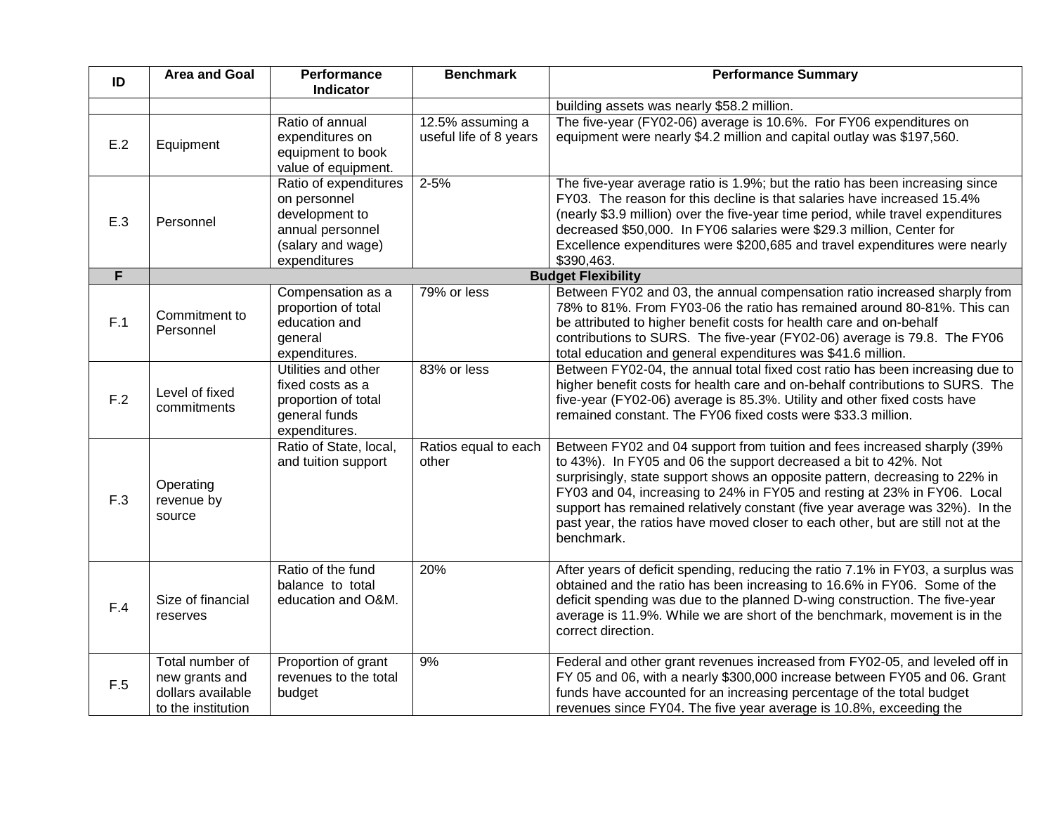| ID | Area and Goal | Performance Indicator | Benchmark | Performance Summary |
|---|---|---|---|---|
| | | | | building assets was nearly $58.2 million. |
| E.2 | Equipment | Ratio of annual expenditures on equipment to book value of equipment. | 12.5% assuming a useful life of 8 years | The five-year (FY02-06) average is 10.6%. For FY06 expenditures on equipment were nearly $4.2 million and capital outlay was $197,560. |
| E.3 | Personnel | Ratio of expenditures on personnel development to annual personnel (salary and wage) expenditures | 2-5% | The five-year average ratio is 1.9%; but the ratio has been increasing since FY03. The reason for this decline is that salaries have increased 15.4% (nearly $3.9 million) over the five-year time period, while travel expenditures decreased $50,000. In FY06 salaries were $29.3 million, Center for Excellence expenditures were $200,685 and travel expenditures were nearly $390,463. |
| **F** | **Budget Flexibility** | | | |
| F.1 | Commitment to Personnel | Compensation as a proportion of total education and general expenditures. | 79% or less | Between FY02 and 03, the annual compensation ratio increased sharply from 78% to 81%. From FY03-06 the ratio has remained around 80-81%. This can be attributed to higher benefit costs for health care and on-behalf contributions to SURS. The five-year (FY02-06) average is 79.8. The FY06 total education and general expenditures was $41.6 million. |
| F.2 | Level of fixed commitments | Utilities and other fixed costs as a proportion of total general funds expenditures. | 83% or less | Between FY02-04, the annual total fixed cost ratio has been increasing due to higher benefit costs for health care and on-behalf contributions to SURS. The five-year (FY02-06) average is 85.3%. Utility and other fixed costs have remained constant. The FY06 fixed costs were $33.3 million. |
| F.3 | Operating revenue by source | Ratio of State, local, and tuition support | Ratios equal to each other | Between FY02 and 04 support from tuition and fees increased sharply (39% to 43%). In FY05 and 06 the support decreased a bit to 42%. Not surprisingly, state support shows an opposite pattern, decreasing to 22% in FY03 and 04, increasing to 24% in FY05 and resting at 23% in FY06. Local support has remained relatively constant (five year average was 32%). In the past year, the ratios have moved closer to each other, but are still not at the benchmark. |
| F.4 | Size of financial reserves | Ratio of the fund balance to total education and O&M. | 20% | After years of deficit spending, reducing the ratio 7.1% in FY03, a surplus was obtained and the ratio has been increasing to 16.6% in FY06. Some of the deficit spending was due to the planned D-wing construction. The five-year average is 11.9%. While we are short of the benchmark, movement is in the correct direction. |
| F.5 | Total number of new grants and dollars available to the institution | Proportion of grant revenues to the total budget | 9% | Federal and other grant revenues increased from FY02-05, and leveled off in FY 05 and 06, with a nearly $300,000 increase between FY05 and 06. Grant funds have accounted for an increasing percentage of the total budget revenues since FY04. The five year average is 10.8%, exceeding the |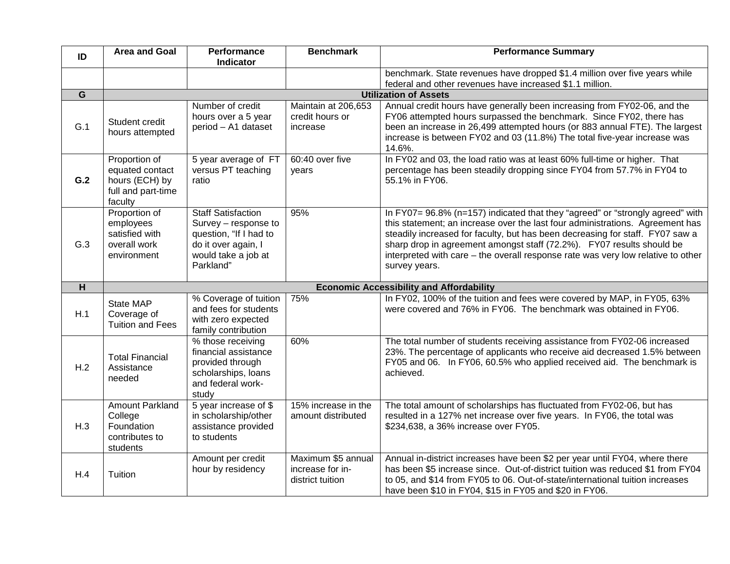| ID | Area and Goal | Performance Indicator | Benchmark | Performance Summary |
|---|---|---|---|---|
| | | | | benchmark. State revenues have dropped $1.4 million over five years while federal and other revenues have increased $1.1 million. |
| **G** | **Utilization of Assets** | | | |
| G.1 | Student credit hours attempted | Number of credit hours over a 5 year period – A1 dataset | Maintain at 206,653 credit hours or increase | Annual credit hours have generally been increasing from FY02-06, and the FY06 attempted hours surpassed the benchmark. Since FY02, there has been an increase in 26,499 attempted hours (or 883 annual FTE). The largest increase is between FY02 and 03 (11.8%) The total five-year increase was 14.6%. |
| **G.2** | Proportion of equated contact hours (ECH) by full and part-time faculty | 5 year average of FT versus PT teaching ratio | 60:40 over five years | In FY02 and 03, the load ratio was at least 60% full-time or higher. That percentage has been steadily dropping since FY04 from 57.7% in FY04 to 55.1% in FY06. |
| G.3 | Proportion of employees satisfied with overall work environment | Staff Satisfaction Survey – response to question, "If I had to do it over again, I would take a job at Parkland" | 95% | In FY07= 96.8% (n=157) indicated that they "agreed" or "strongly agreed" with this statement; an increase over the last four administrations. Agreement has steadily increased for faculty, but has been decreasing for staff. FY07 saw a sharp drop in agreement amongst staff (72.2%). FY07 results should be interpreted with care – the overall response rate was very low relative to other survey years. |
| **H** | **Economic Accessibility and Affordability** | | | |
| H.1 | State MAP Coverage of Tuition and Fees | % Coverage of tuition and fees for students with zero expected family contribution | 75% | In FY02, 100% of the tuition and fees were covered by MAP, in FY05, 63% were covered and 76% in FY06. The benchmark was obtained in FY06. |
| H.2 | Total Financial Assistance needed | % those receiving financial assistance provided through scholarships, loans and federal work-study | 60% | The total number of students receiving assistance from FY02-06 increased 23%. The percentage of applicants who receive aid decreased 1.5% between FY05 and 06. In FY06, 60.5% who applied received aid. The benchmark is achieved. |
| H.3 | Amount Parkland College Foundation contributes to students | 5 year increase of $ in scholarship/other assistance provided to students | 15% increase in the amount distributed | The total amount of scholarships has fluctuated from FY02-06, but has resulted in a 127% net increase over five years. In FY06, the total was $234,638, a 36% increase over FY05. |
| H.4 | Tuition | Amount per credit hour by residency | Maximum $5 annual increase for in-district tuition | Annual in-district increases have been $2 per year until FY04, where there has been $5 increase since. Out-of-district tuition was reduced $1 from FY04 to 05, and $14 from FY05 to 06. Out-of-state/international tuition increases have been $10 in FY04, $15 in FY05 and $20 in FY06. |